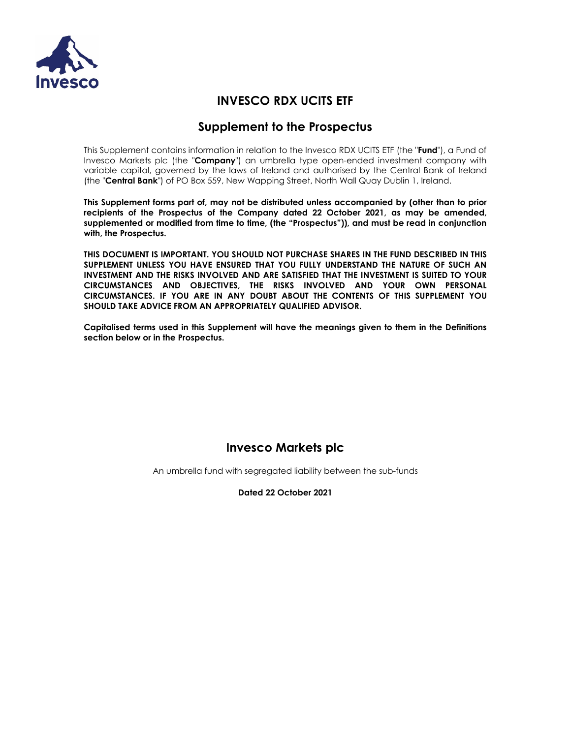# INVESCO RDX UCITS ETF

## Supplement to the Prospectus

This Supplement contains information in relation to the Invesco RDX UCITS ETF (the "**Fund**"), a Fund of Invesco Markets plc (the "**Company**") an umbrella type open-ended investment company with variable capital, governed by the laws of Ireland and authorised by the Central Bank of Ireland (the "**Central Bank**") of PO Box 559, New Wapping Street, North Wall Quay Dublin 1, Ireland.

**This Supplement forms part of, may not be distributed unless accompanied by (other than to prior recipients of the Prospectus of the Company dated 22 October 2021, as may be amended, supplemented or modified from time to time, (the "Prospectus")), and must be read in conjunction with, the Prospectus.**

**THIS DOCUMENT IS IMPORTANT. YOU SHOULD NOT PURCHASE SHARES IN THE FUND DESCRIBED IN THIS SUPPLEMENT UNLESS YOU HAVE ENSURED THAT YOU FULLY UNDERSTAND THE NATURE OF SUCH AN INVESTMENT AND THE RISKS INVOLVED AND ARE SATISFIED THAT THE INVESTMENT IS SUITED TO YOUR CIRCUMSTANCES AND OBJECTIVES, THE RISKS INVOLVED AND YOUR OWN PERSONAL CIRCUMSTANCES. IF YOU ARE IN ANY DOUBT ABOUT THE CONTENTS OF THIS SUPPLEMENT YOU SHOULD TAKE ADVICE FROM AN APPROPRIATELY QUALIFIED ADVISOR.**

**Capitalised terms used in this Supplement will have the meanings given to them in the Definitions section below or in the Prospectus.**

## Invesco Markets plc

An umbrella fund with segregated liability between the sub-funds

**Dated 22 October 2021**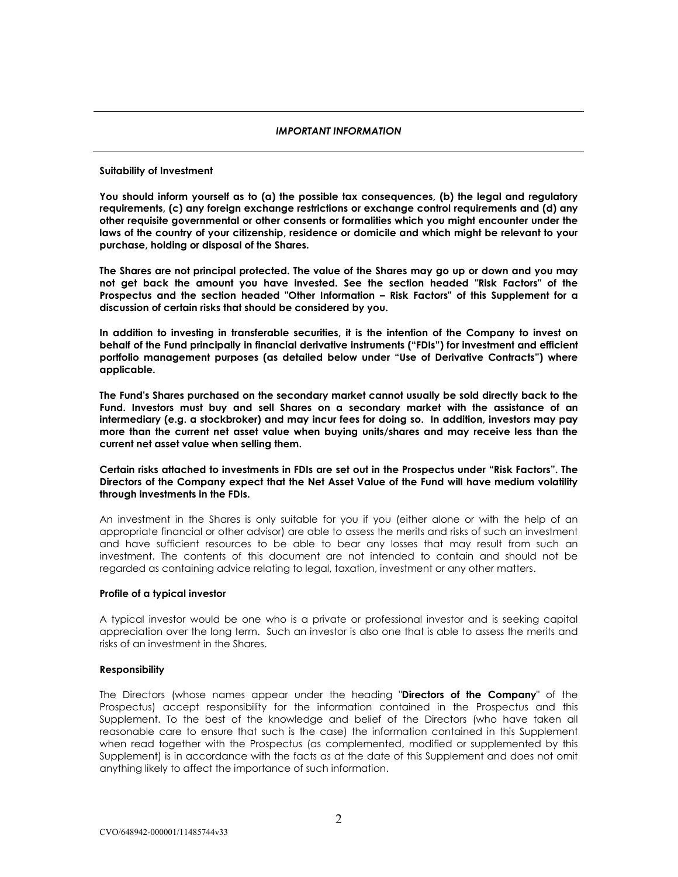## *IMPORTANT INFORMATION*

**Suitability of Investment**

**You should inform yourself as to (a) the possible tax consequences, (b) the legal and regulatory requirements, (c) any foreign exchange restrictions or exchange control requirements and (d) any other requisite governmental or other consents or formalities which you might encounter under the laws of the country of your citizenship, residence or domicile and which might be relevant to your purchase, holding or disposal of the Shares.**

**The Shares are not principal protected. The value of the Shares may go up or down and you may not get back the amount you have invested. See the section headed "Risk Factors" of the Prospectus and the section headed "Other Information – Risk Factors" of this Supplement for a discussion of certain risks that should be considered by you.**

**In addition to investing in transferable securities, it is the intention of the Company to invest on behalf of the Fund principally in financial derivative instruments ("FDIs") for investment and efficient portfolio management purposes (as detailed below under "Use of Derivative Contracts") where applicable.**

**The Fund's Shares purchased on the secondary market cannot usually be sold directly back to the Fund. Investors must buy and sell Shares on a secondary market with the assistance of an intermediary (e.g. a stockbroker) and may incur fees for doing so. In addition, investors may pay more than the current net asset value when buying units/shares and may receive less than the current net asset value when selling them.**

**Certain risks attached to investments in FDIs are set out in the Prospectus under "Risk Factors". The Directors of the Company expect that the Net Asset Value of the Fund will have medium volatility through investments in the FDIs.**

An investment in the Shares is only suitable for you if you (either alone or with the help of an appropriate financial or other advisor) are able to assess the merits and risks of such an investment and have sufficient resources to be able to bear any losses that may result from such an investment. The contents of this document are not intended to contain and should not be regarded as containing advice relating to legal, taxation, investment or any other matters.

**Profile of a typical investor**

A typical investor would be one who is a private or professional investor and is seeking capital appreciation over the long term. Such an investor is also one that is able to assess the merits and risks of an investment in the Shares.

**Responsibility**

The Directors (whose names appear under the heading "**Directors of the Company**" of the Prospectus) accept responsibility for the information contained in the Prospectus and this Supplement. To the best of the knowledge and belief of the Directors (who have taken all reasonable care to ensure that such is the case) the information contained in this Supplement when read together with the Prospectus (as complemented, modified or supplemented by this Supplement) is in accordance with the facts as at the date of this Supplement and does not omit anything likely to affect the importance of such information.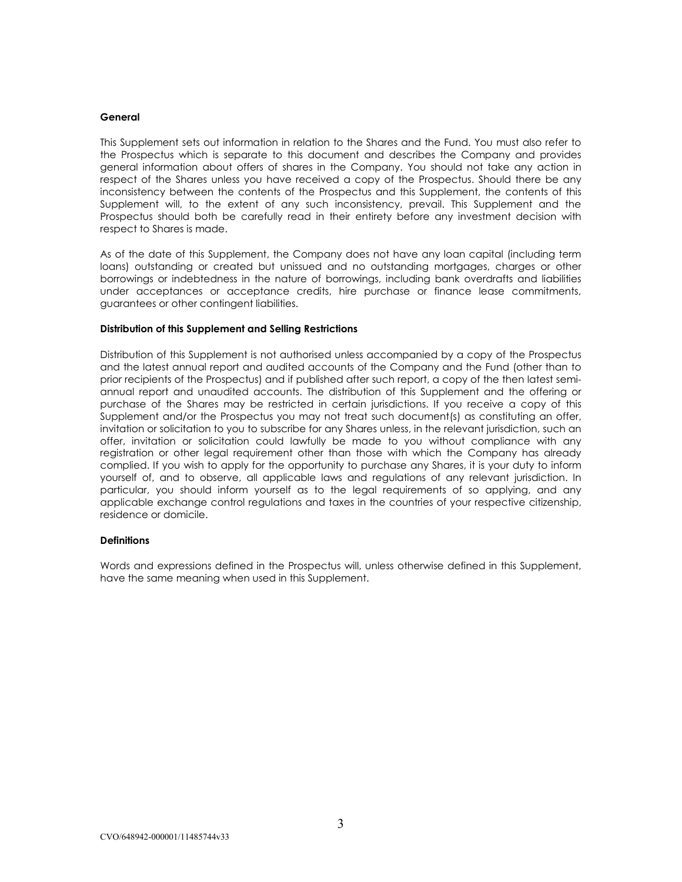**General**

This Supplement sets out information in relation to the Shares and the Fund. You must also refer to the Prospectus which is separate to this document and describes the Company and provides general information about offers of shares in the Company. You should not take any action in respect of the Shares unless you have received a copy of the Prospectus. Should there be any inconsistency between the contents of the Prospectus and this Supplement, the contents of this Supplement will, to the extent of any such inconsistency, prevail. This Supplement and the Prospectus should both be carefully read in their entirety before any investment decision with respect to Shares is made.

As of the date of this Supplement, the Company does not have any loan capital (including term loans) outstanding or created but unissued and no outstanding mortgages, charges or other borrowings or indebtedness in the nature of borrowings, including bank overdrafts and liabilities under acceptances or acceptance credits, hire purchase or finance lease commitments, guarantees or other contingent liabilities.

**Distribution of this Supplement and Selling Restrictions**

Distribution of this Supplement is not authorised unless accompanied by a copy of the Prospectus and the latest annual report and audited accounts of the Company and the Fund (other than to prior recipients of the Prospectus) and if published after such report, a copy of the then latest semi-annual report and unaudited accounts. The distribution of this Supplement and the offering or purchase of the Shares may be restricted in certain jurisdictions. If you receive a copy of this Supplement and/or the Prospectus you may not treat such document(s) as constituting an offer, invitation or solicitation to you to subscribe for any Shares unless, in the relevant jurisdiction, such an offer, invitation or solicitation could lawfully be made to you without compliance with any registration or other legal requirement other than those with which the Company has already complied. If you wish to apply for the opportunity to purchase any Shares, it is your duty to inform yourself of, and to observe, all applicable laws and regulations of any relevant jurisdiction. In particular, you should inform yourself as to the legal requirements of so applying, and any applicable exchange control regulations and taxes in the countries of your respective citizenship, residence or domicile.

**Definitions**

Words and expressions defined in the Prospectus will, unless otherwise defined in this Supplement, have the same meaning when used in this Supplement.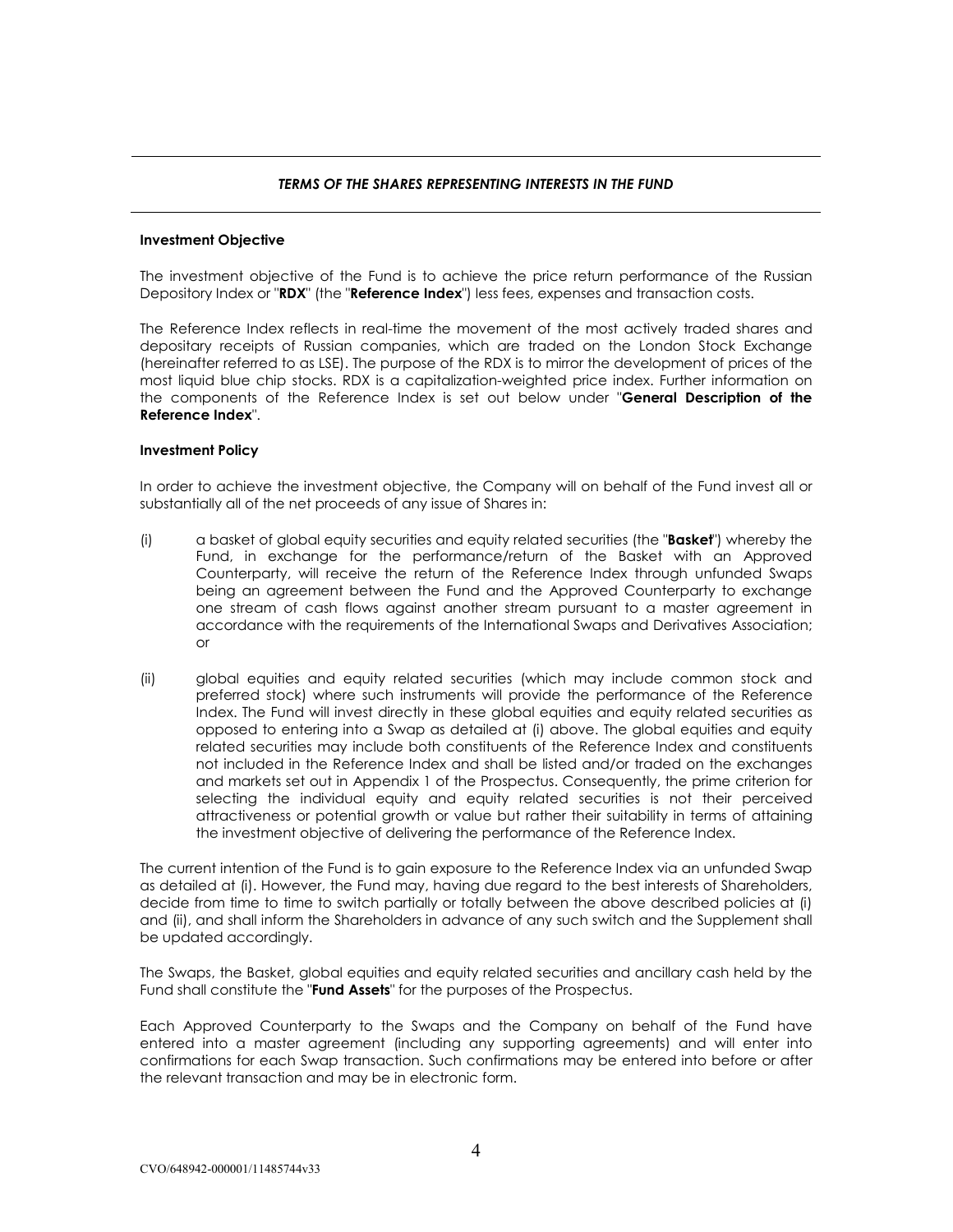***TERMS OF THE SHARES REPRESENTING INTERESTS IN THE FUND***

**Investment Objective**

The investment objective of the Fund is to achieve the price return performance of the Russian Depository Index or "**RDX**" (the "**Reference Index**") less fees, expenses and transaction costs.

The Reference Index reflects in real-time the movement of the most actively traded shares and depositary receipts of Russian companies, which are traded on the London Stock Exchange (hereinafter referred to as LSE). The purpose of the RDX is to mirror the development of prices of the most liquid blue chip stocks. RDX is a capitalization-weighted price index. Further information on the components of the Reference Index is set out below under "**General Description of the Reference Index**".

**Investment Policy**

In order to achieve the investment objective, the Company will on behalf of the Fund invest all or substantially all of the net proceeds of any issue of Shares in:

(i) a basket of global equity securities and equity related securities (the "**Basket**") whereby the Fund, in exchange for the performance/return of the Basket with an Approved Counterparty, will receive the return of the Reference Index through unfunded Swaps being an agreement between the Fund and the Approved Counterparty to exchange one stream of cash flows against another stream pursuant to a master agreement in accordance with the requirements of the International Swaps and Derivatives Association; or

(ii) global equities and equity related securities (which may include common stock and preferred stock) where such instruments will provide the performance of the Reference Index. The Fund will invest directly in these global equities and equity related securities as opposed to entering into a Swap as detailed at (i) above. The global equities and equity related securities may include both constituents of the Reference Index and constituents not included in the Reference Index and shall be listed and/or traded on the exchanges and markets set out in Appendix 1 of the Prospectus. Consequently, the prime criterion for selecting the individual equity and equity related securities is not their perceived attractiveness or potential growth or value but rather their suitability in terms of attaining the investment objective of delivering the performance of the Reference Index.

The current intention of the Fund is to gain exposure to the Reference Index via an unfunded Swap as detailed at (i). However, the Fund may, having due regard to the best interests of Shareholders, decide from time to time to switch partially or totally between the above described policies at (i) and (ii), and shall inform the Shareholders in advance of any such switch and the Supplement shall be updated accordingly.

The Swaps, the Basket, global equities and equity related securities and ancillary cash held by the Fund shall constitute the "**Fund Assets**" for the purposes of the Prospectus.

Each Approved Counterparty to the Swaps and the Company on behalf of the Fund have entered into a master agreement (including any supporting agreements) and will enter into confirmations for each Swap transaction. Such confirmations may be entered into before or after the relevant transaction and may be in electronic form.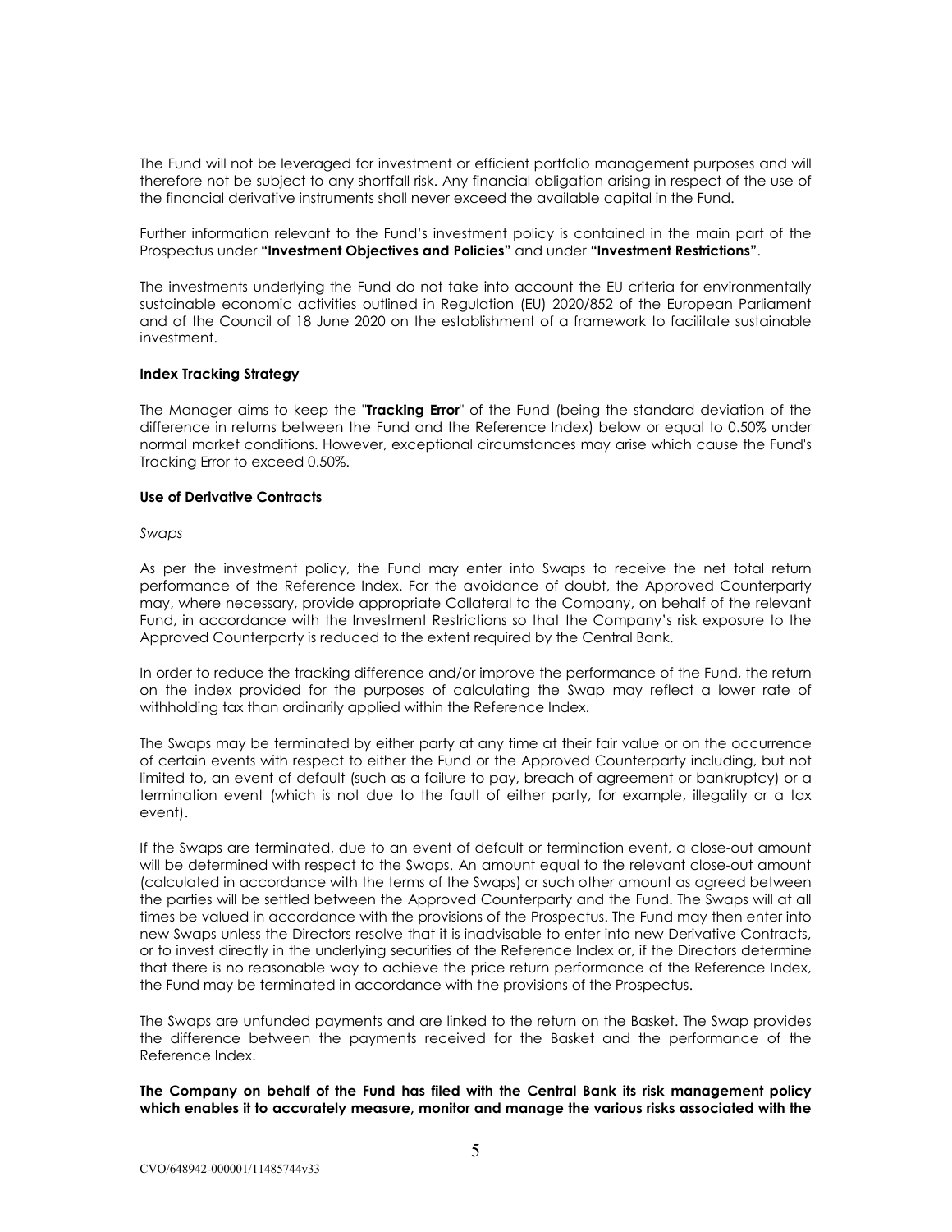The Fund will not be leveraged for investment or efficient portfolio management purposes and will therefore not be subject to any shortfall risk. Any financial obligation arising in respect of the use of the financial derivative instruments shall never exceed the available capital in the Fund.

Further information relevant to the Fund's investment policy is contained in the main part of the Prospectus under **"Investment Objectives and Policies"** and under **"Investment Restrictions"**.

The investments underlying the Fund do not take into account the EU criteria for environmentally sustainable economic activities outlined in Regulation (EU) 2020/852 of the European Parliament and of the Council of 18 June 2020 on the establishment of a framework to facilitate sustainable investment.

**Index Tracking Strategy**

The Manager aims to keep the "**Tracking Error**" of the Fund (being the standard deviation of the difference in returns between the Fund and the Reference Index) below or equal to 0.50% under normal market conditions. However, exceptional circumstances may arise which cause the Fund's Tracking Error to exceed 0.50%.

**Use of Derivative Contracts**

*Swaps*

As per the investment policy, the Fund may enter into Swaps to receive the net total return performance of the Reference Index. For the avoidance of doubt, the Approved Counterparty may, where necessary, provide appropriate Collateral to the Company, on behalf of the relevant Fund, in accordance with the Investment Restrictions so that the Company's risk exposure to the Approved Counterparty is reduced to the extent required by the Central Bank.

In order to reduce the tracking difference and/or improve the performance of the Fund, the return on the index provided for the purposes of calculating the Swap may reflect a lower rate of withholding tax than ordinarily applied within the Reference Index.

The Swaps may be terminated by either party at any time at their fair value or on the occurrence of certain events with respect to either the Fund or the Approved Counterparty including, but not limited to, an event of default (such as a failure to pay, breach of agreement or bankruptcy) or a termination event (which is not due to the fault of either party, for example, illegality or a tax event).

If the Swaps are terminated, due to an event of default or termination event, a close-out amount will be determined with respect to the Swaps. An amount equal to the relevant close-out amount (calculated in accordance with the terms of the Swaps) or such other amount as agreed between the parties will be settled between the Approved Counterparty and the Fund. The Swaps will at all times be valued in accordance with the provisions of the Prospectus. The Fund may then enter into new Swaps unless the Directors resolve that it is inadvisable to enter into new Derivative Contracts, or to invest directly in the underlying securities of the Reference Index or, if the Directors determine that there is no reasonable way to achieve the price return performance of the Reference Index, the Fund may be terminated in accordance with the provisions of the Prospectus.

The Swaps are unfunded payments and are linked to the return on the Basket. The Swap provides the difference between the payments received for the Basket and the performance of the Reference Index.

**The Company on behalf of the Fund has filed with the Central Bank its risk management policy which enables it to accurately measure, monitor and manage the various risks associated with the**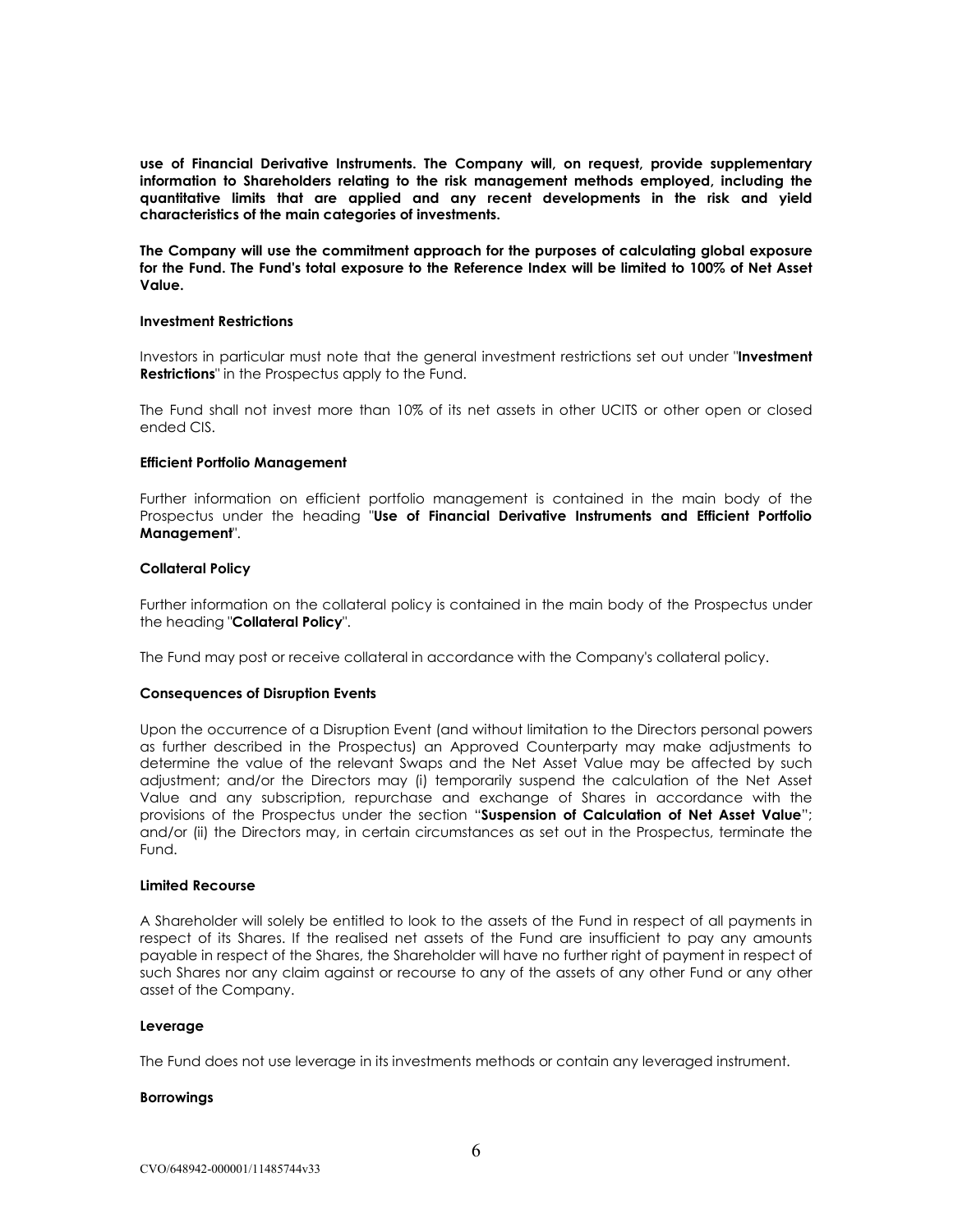**use of Financial Derivative Instruments. The Company will, on request, provide supplementary information to Shareholders relating to the risk management methods employed, including the quantitative limits that are applied and any recent developments in the risk and yield characteristics of the main categories of investments.**

**The Company will use the commitment approach for the purposes of calculating global exposure for the Fund. The Fund's total exposure to the Reference Index will be limited to 100% of Net Asset Value.**

**Investment Restrictions**

Investors in particular must note that the general investment restrictions set out under "**Investment Restrictions**" in the Prospectus apply to the Fund.

The Fund shall not invest more than 10% of its net assets in other UCITS or other open or closed ended CIS.

**Efficient Portfolio Management**

Further information on efficient portfolio management is contained in the main body of the Prospectus under the heading "**Use of Financial Derivative Instruments and Efficient Portfolio Management**".

**Collateral Policy**

Further information on the collateral policy is contained in the main body of the Prospectus under the heading "**Collateral Policy**".

The Fund may post or receive collateral in accordance with the Company's collateral policy.

**Consequences of Disruption Events**

Upon the occurrence of a Disruption Event (and without limitation to the Directors personal powers as further described in the Prospectus) an Approved Counterparty may make adjustments to determine the value of the relevant Swaps and the Net Asset Value may be affected by such adjustment; and/or the Directors may (i) temporarily suspend the calculation of the Net Asset Value and any subscription, repurchase and exchange of Shares in accordance with the provisions of the Prospectus under the section "**Suspension of Calculation of Net Asset Value**"; and/or (ii) the Directors may, in certain circumstances as set out in the Prospectus, terminate the Fund.

**Limited Recourse**

A Shareholder will solely be entitled to look to the assets of the Fund in respect of all payments in respect of its Shares. If the realised net assets of the Fund are insufficient to pay any amounts payable in respect of the Shares, the Shareholder will have no further right of payment in respect of such Shares nor any claim against or recourse to any of the assets of any other Fund or any other asset of the Company.

**Leverage**

The Fund does not use leverage in its investments methods or contain any leveraged instrument.

**Borrowings**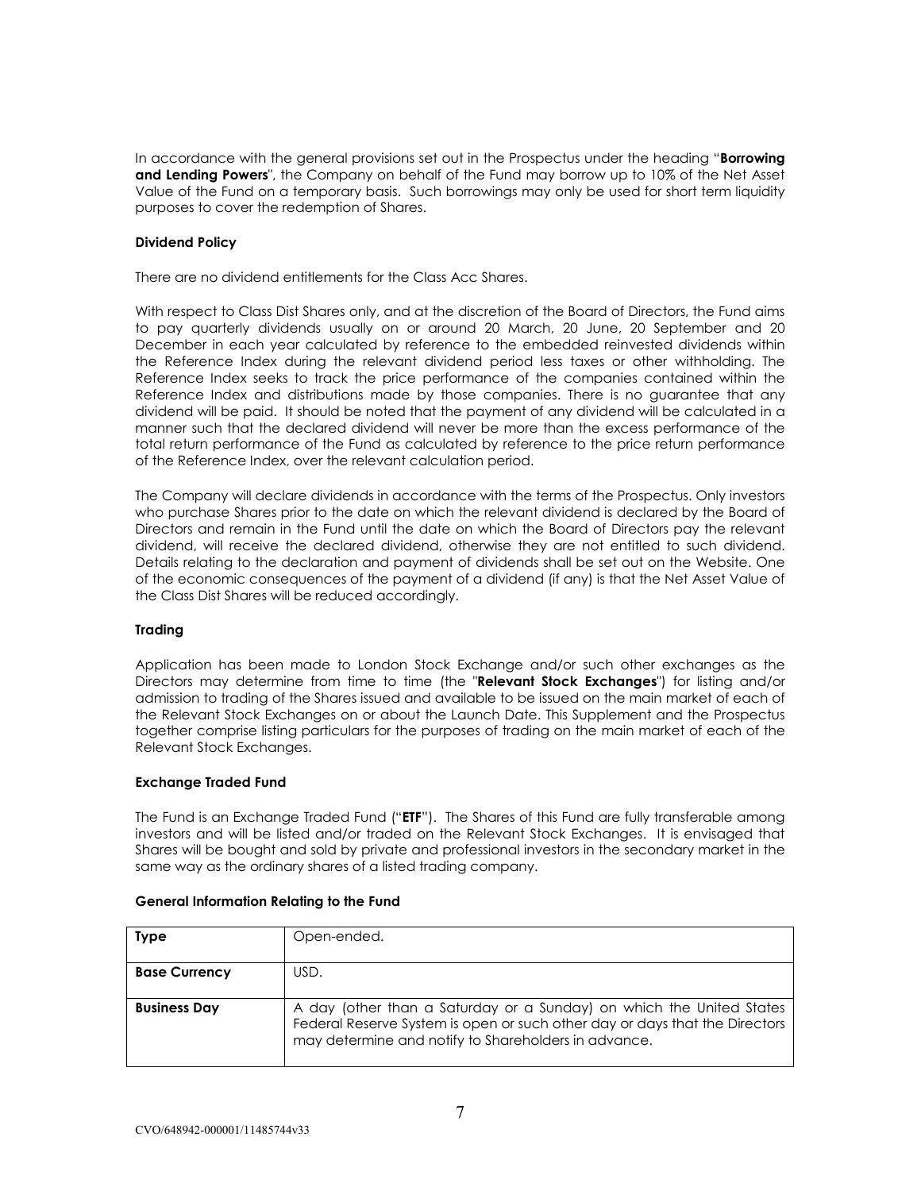In accordance with the general provisions set out in the Prospectus under the heading "**Borrowing and Lending Powers**", the Company on behalf of the Fund may borrow up to 10% of the Net Asset Value of the Fund on a temporary basis. Such borrowings may only be used for short term liquidity purposes to cover the redemption of Shares.

**Dividend Policy**

There are no dividend entitlements for the Class Acc Shares.

With respect to Class Dist Shares only, and at the discretion of the Board of Directors, the Fund aims to pay quarterly dividends usually on or around 20 March, 20 June, 20 September and 20 December in each year calculated by reference to the embedded reinvested dividends within the Reference Index during the relevant dividend period less taxes or other withholding. The Reference Index seeks to track the price performance of the companies contained within the Reference Index and distributions made by those companies. There is no guarantee that any dividend will be paid. It should be noted that the payment of any dividend will be calculated in a manner such that the declared dividend will never be more than the excess performance of the total return performance of the Fund as calculated by reference to the price return performance of the Reference Index, over the relevant calculation period.

The Company will declare dividends in accordance with the terms of the Prospectus. Only investors who purchase Shares prior to the date on which the relevant dividend is declared by the Board of Directors and remain in the Fund until the date on which the Board of Directors pay the relevant dividend, will receive the declared dividend, otherwise they are not entitled to such dividend. Details relating to the declaration and payment of dividends shall be set out on the Website. One of the economic consequences of the payment of a dividend (if any) is that the Net Asset Value of the Class Dist Shares will be reduced accordingly.

**Trading**

Application has been made to London Stock Exchange and/or such other exchanges as the Directors may determine from time to time (the "**Relevant Stock Exchanges**") for listing and/or admission to trading of the Shares issued and available to be issued on the main market of each of the Relevant Stock Exchanges on or about the Launch Date. This Supplement and the Prospectus together comprise listing particulars for the purposes of trading on the main market of each of the Relevant Stock Exchanges.

**Exchange Traded Fund**

The Fund is an Exchange Traded Fund ("**ETF**"). The Shares of this Fund are fully transferable among investors and will be listed and/or traded on the Relevant Stock Exchanges. It is envisaged that Shares will be bought and sold by private and professional investors in the secondary market in the same way as the ordinary shares of a listed trading company.

**General Information Relating to the Fund**

| **Type** | Open-ended. |
|---|---|
| **Base Currency** | USD. |
| **Business Day** | A day (other than a Saturday or a Sunday) on which the United States Federal Reserve System is open or such other day or days that the Directors may determine and notify to Shareholders in advance. |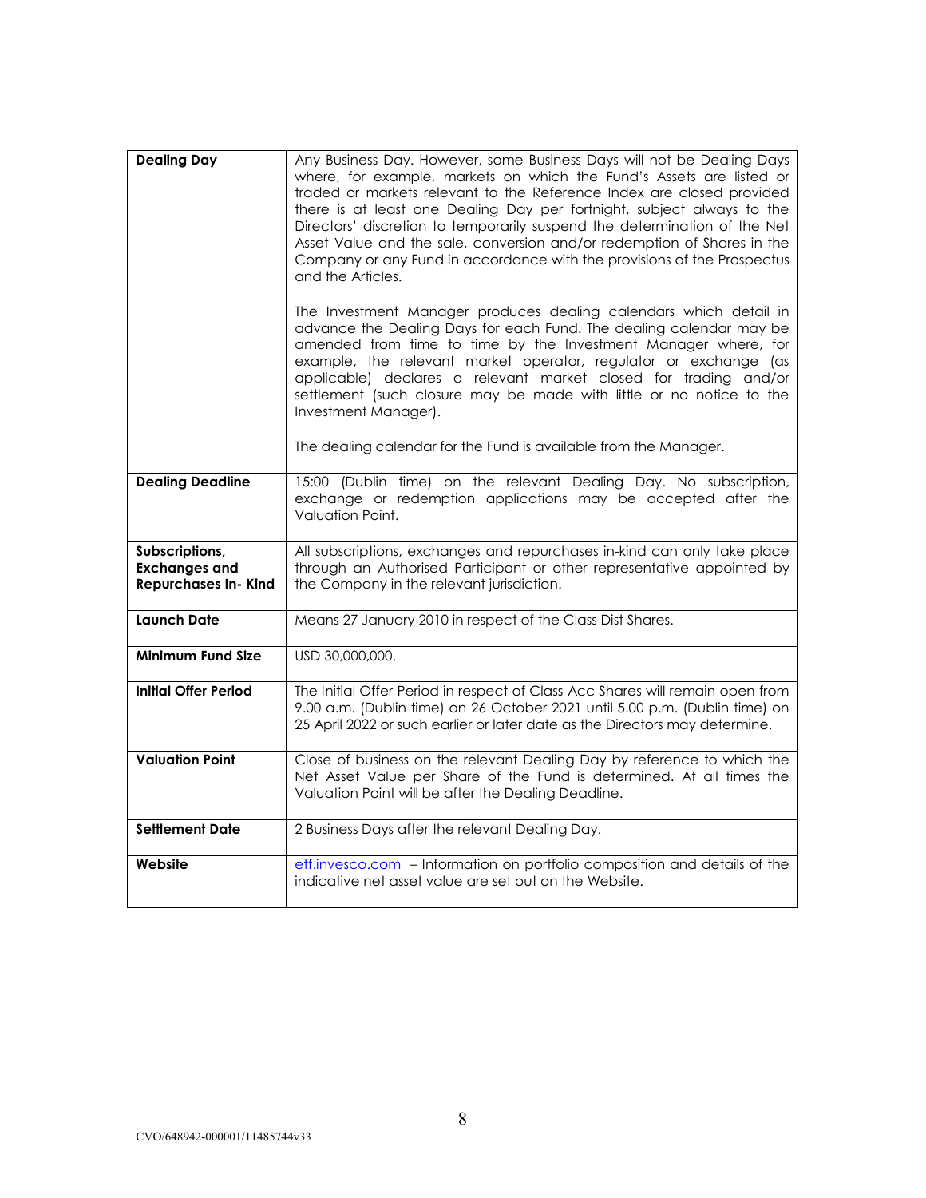| **Dealing Day** | Any Business Day. However, some Business Days will not be Dealing Days where, for example, markets on which the Fund's Assets are listed or traded or markets relevant to the Reference Index are closed provided there is at least one Dealing Day per fortnight, subject always to the Directors' discretion to temporarily suspend the determination of the Net Asset Value and the sale, conversion and/or redemption of Shares in the Company or any Fund in accordance with the provisions of the Prospectus and the Articles.<br><br>The Investment Manager produces dealing calendars which detail in advance the Dealing Days for each Fund. The dealing calendar may be amended from time to time by the Investment Manager where, for example, the relevant market operator, regulator or exchange (as applicable) declares a relevant market closed for trading and/or settlement (such closure may be made with little or no notice to the Investment Manager).<br><br>The dealing calendar for the Fund is available from the Manager. |
|---|---|
| **Dealing Deadline** | 15:00 (Dublin time) on the relevant Dealing Day. No subscription, exchange or redemption applications may be accepted after the Valuation Point. |
| **Subscriptions, Exchanges and Repurchases In- Kind** | All subscriptions, exchanges and repurchases in-kind can only take place through an Authorised Participant or other representative appointed by the Company in the relevant jurisdiction. |
| **Launch Date** | Means 27 January 2010 in respect of the Class Dist Shares. |
| **Minimum Fund Size** | USD 30,000,000. |
| **Initial Offer Period** | The Initial Offer Period in respect of Class Acc Shares will remain open from 9.00 a.m. (Dublin time) on 26 October 2021 until 5.00 p.m. (Dublin time) on 25 April 2022 or such earlier or later date as the Directors may determine. |
| **Valuation Point** | Close of business on the relevant Dealing Day by reference to which the Net Asset Value per Share of the Fund is determined. At all times the Valuation Point will be after the Dealing Deadline. |
| **Settlement Date** | 2 Business Days after the relevant Dealing Day. |
| **Website** | etf.invesco.com – Information on portfolio composition and details of the indicative net asset value are set out on the Website. |

CVO/648942-000001/11485744v33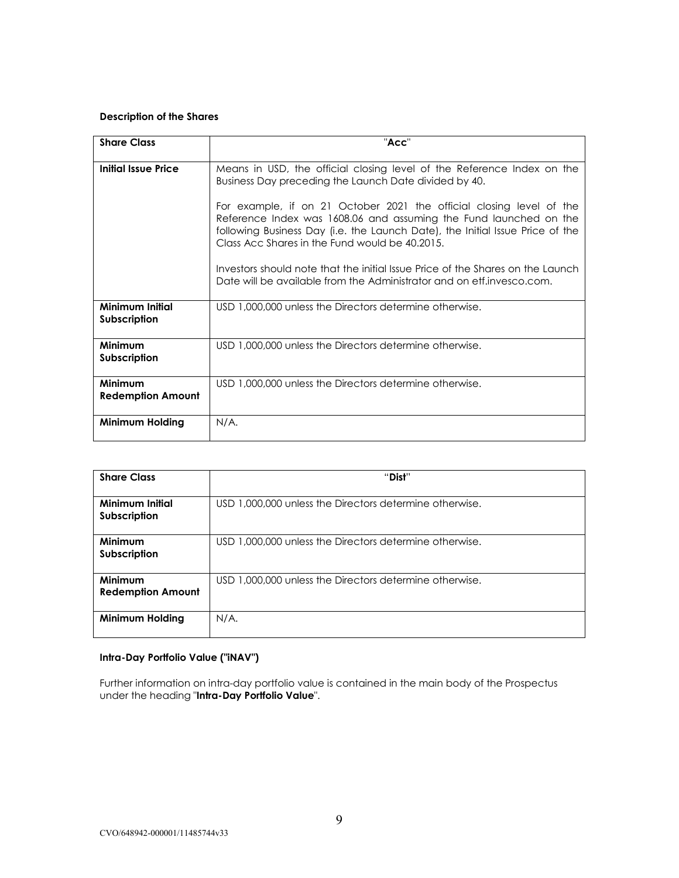**Description of the Shares**

| Share Class | "**Acc**" |
|---|---|
| **Initial Issue Price** | Means in USD, the official closing level of the Reference Index on the Business Day preceding the Launch Date divided by 40.<br><br>For example, if on 21 October 2021 the official closing level of the Reference Index was 1608.06 and assuming the Fund launched on the following Business Day (i.e. the Launch Date), the Initial Issue Price of the Class Acc Shares in the Fund would be 40.2015.<br><br>Investors should note that the initial Issue Price of the Shares on the Launch Date will be available from the Administrator and on etf.invesco.com. |
| **Minimum Initial Subscription** | USD 1,000,000 unless the Directors determine otherwise. |
| **Minimum Subscription** | USD 1,000,000 unless the Directors determine otherwise. |
| **Minimum Redemption Amount** | USD 1,000,000 unless the Directors determine otherwise. |
| **Minimum Holding** | N/A. |

| Share Class | "**Dist**" |
|---|---|
| **Minimum Initial Subscription** | USD 1,000,000 unless the Directors determine otherwise. |
| **Minimum Subscription** | USD 1,000,000 unless the Directors determine otherwise. |
| **Minimum Redemption Amount** | USD 1,000,000 unless the Directors determine otherwise. |
| **Minimum Holding** | N/A. |

**Intra-Day Portfolio Value ("iNAV")**

Further information on intra-day portfolio value is contained in the main body of the Prospectus under the heading "**Intra-Day Portfolio Value**".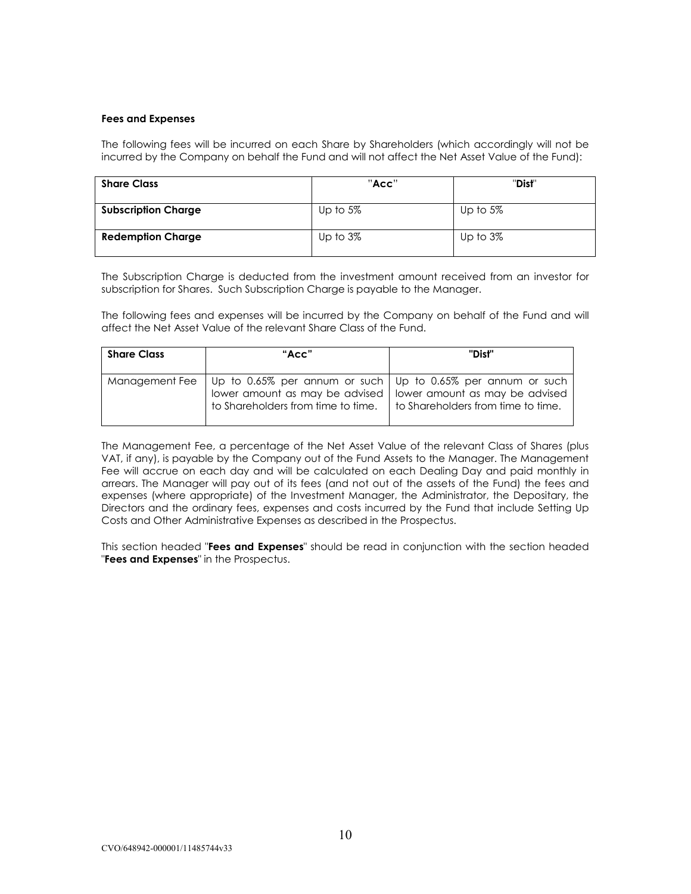**Fees and Expenses**

The following fees will be incurred on each Share by Shareholders (which accordingly will not be incurred by the Company on behalf the Fund and will not affect the Net Asset Value of the Fund):

| Share Class | "Acc" | "Dist" |
|---|---|---|
| Subscription Charge | Up to 5% | Up to 5% |
| Redemption Charge | Up to 3% | Up to 3% |

The Subscription Charge is deducted from the investment amount received from an investor for subscription for Shares. Such Subscription Charge is payable to the Manager.

The following fees and expenses will be incurred by the Company on behalf of the Fund and will affect the Net Asset Value of the relevant Share Class of the Fund.

| Share Class | "Acc" | "Dist" |
|---|---|---|
| Management Fee | Up to 0.65% per annum or such lower amount as may be advised to Shareholders from time to time. | Up to 0.65% per annum or such lower amount as may be advised to Shareholders from time to time. |

The Management Fee, a percentage of the Net Asset Value of the relevant Class of Shares (plus VAT, if any), is payable by the Company out of the Fund Assets to the Manager. The Management Fee will accrue on each day and will be calculated on each Dealing Day and paid monthly in arrears. The Manager will pay out of its fees (and not out of the assets of the Fund) the fees and expenses (where appropriate) of the Investment Manager, the Administrator, the Depositary, the Directors and the ordinary fees, expenses and costs incurred by the Fund that include Setting Up Costs and Other Administrative Expenses as described in the Prospectus.

This section headed "**Fees and Expenses**" should be read in conjunction with the section headed "**Fees and Expenses**" in the Prospectus.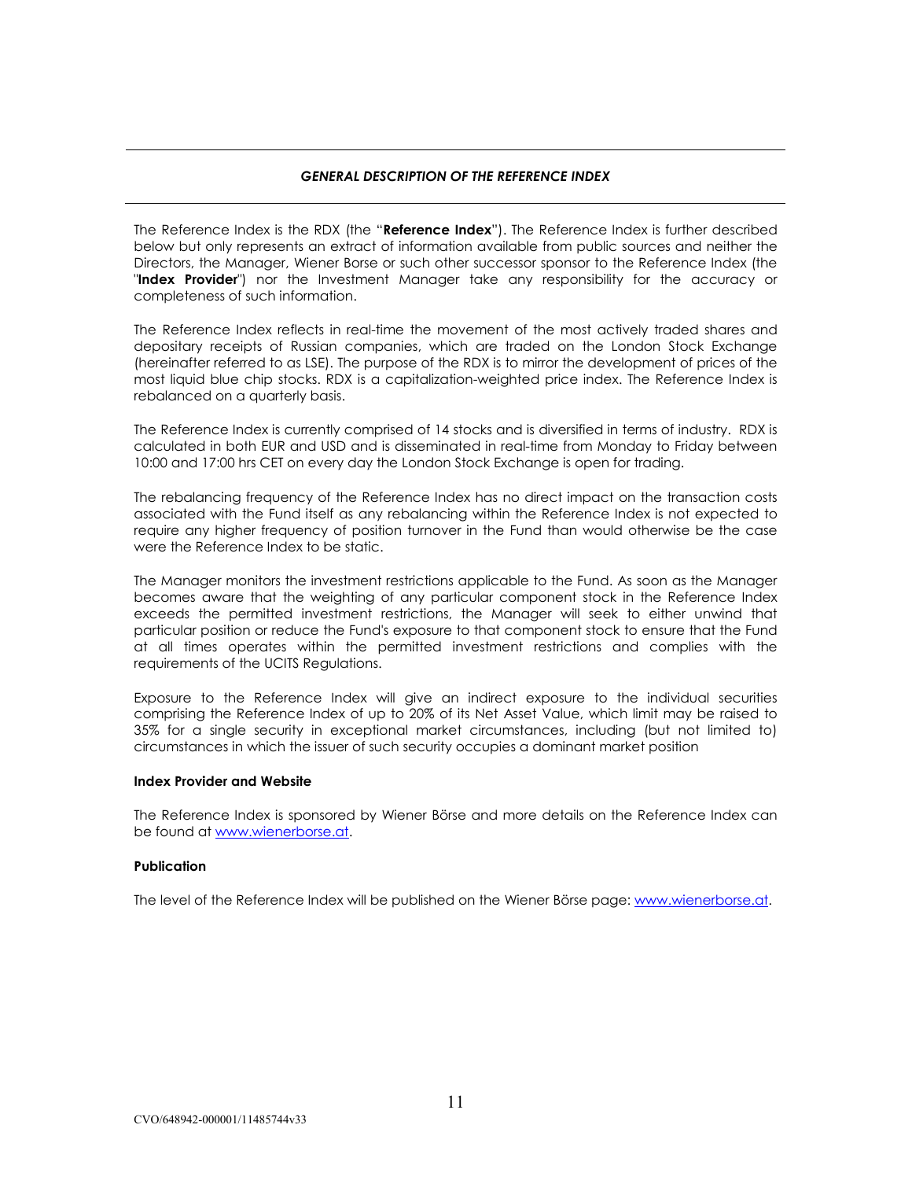## *GENERAL DESCRIPTION OF THE REFERENCE INDEX*

The Reference Index is the RDX (the "**Reference Index**"). The Reference Index is further described below but only represents an extract of information available from public sources and neither the Directors, the Manager, Wiener Borse or such other successor sponsor to the Reference Index (the "**Index Provider**") nor the Investment Manager take any responsibility for the accuracy or completeness of such information.

The Reference Index reflects in real-time the movement of the most actively traded shares and depositary receipts of Russian companies, which are traded on the London Stock Exchange (hereinafter referred to as LSE). The purpose of the RDX is to mirror the development of prices of the most liquid blue chip stocks. RDX is a capitalization-weighted price index. The Reference Index is rebalanced on a quarterly basis.

The Reference Index is currently comprised of 14 stocks and is diversified in terms of industry. RDX is calculated in both EUR and USD and is disseminated in real-time from Monday to Friday between 10:00 and 17:00 hrs CET on every day the London Stock Exchange is open for trading.

The rebalancing frequency of the Reference Index has no direct impact on the transaction costs associated with the Fund itself as any rebalancing within the Reference Index is not expected to require any higher frequency of position turnover in the Fund than would otherwise be the case were the Reference Index to be static.

The Manager monitors the investment restrictions applicable to the Fund. As soon as the Manager becomes aware that the weighting of any particular component stock in the Reference Index exceeds the permitted investment restrictions, the Manager will seek to either unwind that particular position or reduce the Fund's exposure to that component stock to ensure that the Fund at all times operates within the permitted investment restrictions and complies with the requirements of the UCITS Regulations.

Exposure to the Reference Index will give an indirect exposure to the individual securities comprising the Reference Index of up to 20% of its Net Asset Value, which limit may be raised to 35% for a single security in exceptional market circumstances, including (but not limited to) circumstances in which the issuer of such security occupies a dominant market position

**Index Provider and Website**

The Reference Index is sponsored by Wiener Börse and more details on the Reference Index can be found at www.wienerborse.at.

**Publication**

The level of the Reference Index will be published on the Wiener Börse page: www.wienerborse.at.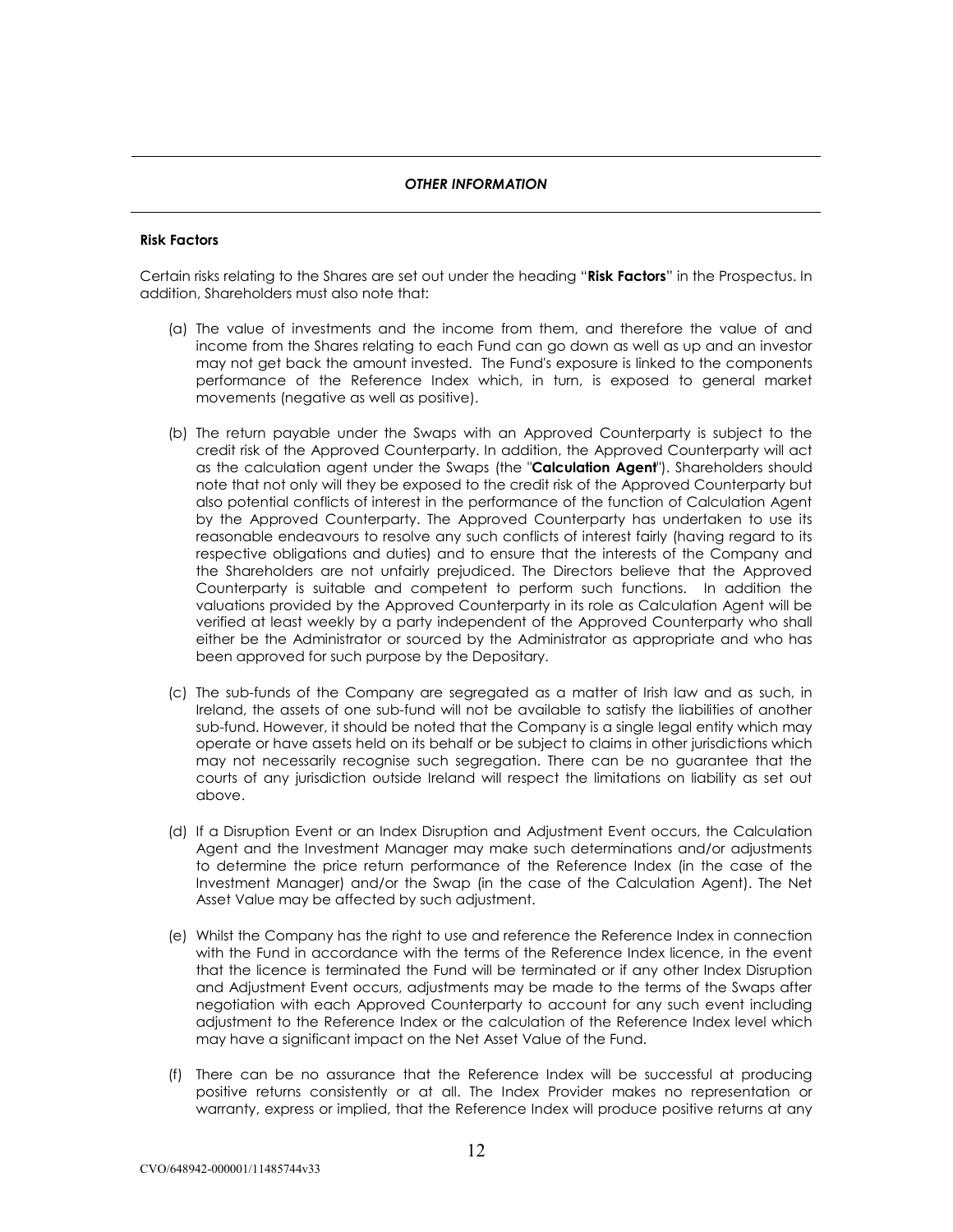## *OTHER INFORMATION*

**Risk Factors**

Certain risks relating to the Shares are set out under the heading "**Risk Factors**" in the Prospectus. In addition, Shareholders must also note that:

(a) The value of investments and the income from them, and therefore the value of and income from the Shares relating to each Fund can go down as well as up and an investor may not get back the amount invested. The Fund's exposure is linked to the components performance of the Reference Index which, in turn, is exposed to general market movements (negative as well as positive).

(b) The return payable under the Swaps with an Approved Counterparty is subject to the credit risk of the Approved Counterparty. In addition, the Approved Counterparty will act as the calculation agent under the Swaps (the "**Calculation Agent**"). Shareholders should note that not only will they be exposed to the credit risk of the Approved Counterparty but also potential conflicts of interest in the performance of the function of Calculation Agent by the Approved Counterparty. The Approved Counterparty has undertaken to use its reasonable endeavours to resolve any such conflicts of interest fairly (having regard to its respective obligations and duties) and to ensure that the interests of the Company and the Shareholders are not unfairly prejudiced. The Directors believe that the Approved Counterparty is suitable and competent to perform such functions. In addition the valuations provided by the Approved Counterparty in its role as Calculation Agent will be verified at least weekly by a party independent of the Approved Counterparty who shall either be the Administrator or sourced by the Administrator as appropriate and who has been approved for such purpose by the Depositary.

(c) The sub-funds of the Company are segregated as a matter of Irish law and as such, in Ireland, the assets of one sub-fund will not be available to satisfy the liabilities of another sub-fund. However, it should be noted that the Company is a single legal entity which may operate or have assets held on its behalf or be subject to claims in other jurisdictions which may not necessarily recognise such segregation. There can be no guarantee that the courts of any jurisdiction outside Ireland will respect the limitations on liability as set out above.

(d) If a Disruption Event or an Index Disruption and Adjustment Event occurs, the Calculation Agent and the Investment Manager may make such determinations and/or adjustments to determine the price return performance of the Reference Index (in the case of the Investment Manager) and/or the Swap (in the case of the Calculation Agent). The Net Asset Value may be affected by such adjustment.

(e) Whilst the Company has the right to use and reference the Reference Index in connection with the Fund in accordance with the terms of the Reference Index licence, in the event that the licence is terminated the Fund will be terminated or if any other Index Disruption and Adjustment Event occurs, adjustments may be made to the terms of the Swaps after negotiation with each Approved Counterparty to account for any such event including adjustment to the Reference Index or the calculation of the Reference Index level which may have a significant impact on the Net Asset Value of the Fund.

(f) There can be no assurance that the Reference Index will be successful at producing positive returns consistently or at all. The Index Provider makes no representation or warranty, express or implied, that the Reference Index will produce positive returns at any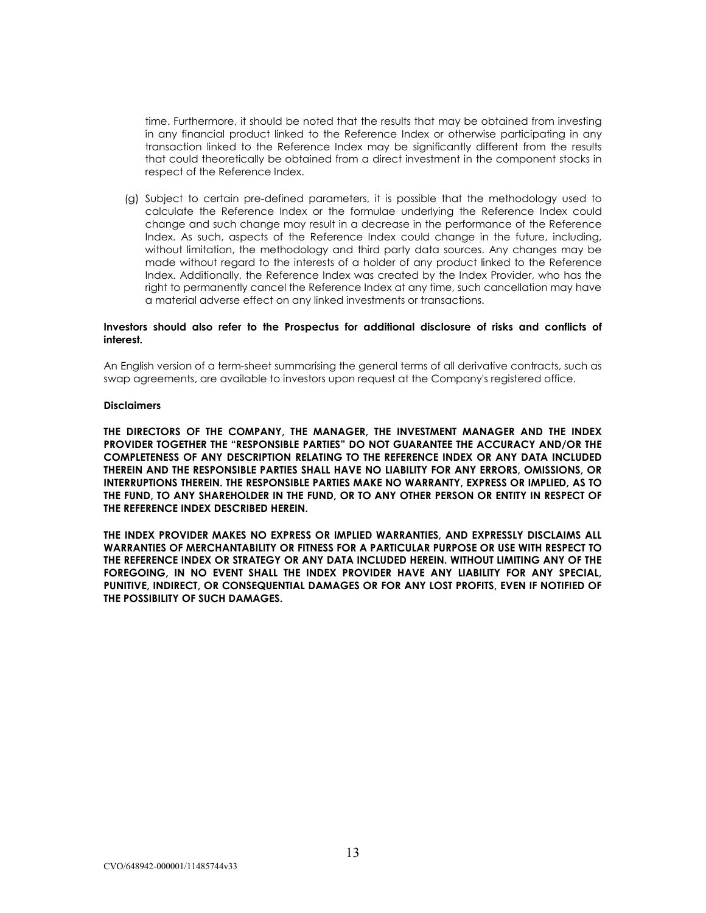time. Furthermore, it should be noted that the results that may be obtained from investing in any financial product linked to the Reference Index or otherwise participating in any transaction linked to the Reference Index may be significantly different from the results that could theoretically be obtained from a direct investment in the component stocks in respect of the Reference Index.

(g) Subject to certain pre-defined parameters, it is possible that the methodology used to calculate the Reference Index or the formulae underlying the Reference Index could change and such change may result in a decrease in the performance of the Reference Index. As such, aspects of the Reference Index could change in the future, including, without limitation, the methodology and third party data sources. Any changes may be made without regard to the interests of a holder of any product linked to the Reference Index. Additionally, the Reference Index was created by the Index Provider, who has the right to permanently cancel the Reference Index at any time, such cancellation may have a material adverse effect on any linked investments or transactions.

**Investors should also refer to the Prospectus for additional disclosure of risks and conflicts of interest.**

An English version of a term-sheet summarising the general terms of all derivative contracts, such as swap agreements, are available to investors upon request at the Company's registered office.

**Disclaimers**

**THE DIRECTORS OF THE COMPANY, THE MANAGER, THE INVESTMENT MANAGER AND THE INDEX PROVIDER TOGETHER THE "RESPONSIBLE PARTIES" DO NOT GUARANTEE THE ACCURACY AND/OR THE COMPLETENESS OF ANY DESCRIPTION RELATING TO THE REFERENCE INDEX OR ANY DATA INCLUDED THEREIN AND THE RESPONSIBLE PARTIES SHALL HAVE NO LIABILITY FOR ANY ERRORS, OMISSIONS, OR INTERRUPTIONS THEREIN. THE RESPONSIBLE PARTIES MAKE NO WARRANTY, EXPRESS OR IMPLIED, AS TO THE FUND, TO ANY SHAREHOLDER IN THE FUND, OR TO ANY OTHER PERSON OR ENTITY IN RESPECT OF THE REFERENCE INDEX DESCRIBED HEREIN.**

**THE INDEX PROVIDER MAKES NO EXPRESS OR IMPLIED WARRANTIES, AND EXPRESSLY DISCLAIMS ALL WARRANTIES OF MERCHANTABILITY OR FITNESS FOR A PARTICULAR PURPOSE OR USE WITH RESPECT TO THE REFERENCE INDEX OR STRATEGY OR ANY DATA INCLUDED HEREIN. WITHOUT LIMITING ANY OF THE FOREGOING, IN NO EVENT SHALL THE INDEX PROVIDER HAVE ANY LIABILITY FOR ANY SPECIAL, PUNITIVE, INDIRECT, OR CONSEQUENTIAL DAMAGES OR FOR ANY LOST PROFITS, EVEN IF NOTIFIED OF THE POSSIBILITY OF SUCH DAMAGES.**